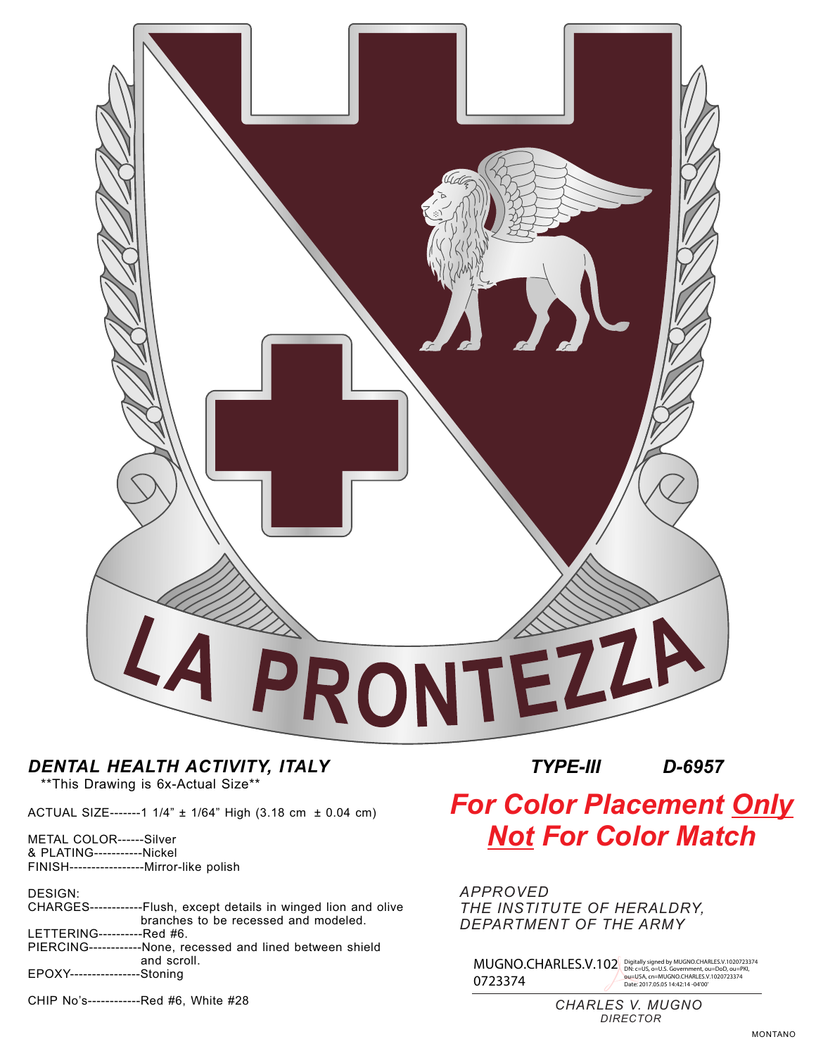LA PRONTEZZA

***DENTAL HEALTH ACTIVITY, ITALY***

**This Drawing is 6x-Actual Size**

***TYPE-III*** ***D-6957***

ACTUAL SIZE-------1 1/4" ± 1/64" High (3.18 cm ± 0.04 cm)

METAL COLOR------Silver
& PLATING-----------Nickel
FINISH-----------------Mirror-like polish

DESIGN:
CHARGES------------Flush, except details in winged lion and olive branches to be recessed and modeled.
LETTERING----------Red #6.
PIERCING------------None, recessed and lined between shield and scroll.
EPOXY----------------Stoning

CHIP No's------------Red #6, White #28

***For Color Placement <u>Only</u>***
***<u>Not</u> For Color Match***

*APPROVED*
*THE INSTITUTE OF HERALDRY,*
*DEPARTMENT OF THE ARMY*

MUGNO.CHARLES.V.1020723374 Digitally signed by MUGNO.CHARLES.V.1020723374 DN: c=US, o=U.S. Government, ou=DoD, ou=PKI, ou=USA, cn=MUGNO.CHARLES.V.1020723374 Date: 2017.05.05 14:42:14 -04'00'

*CHARLES V. MUGNO*
*DIRECTOR*

MONTANO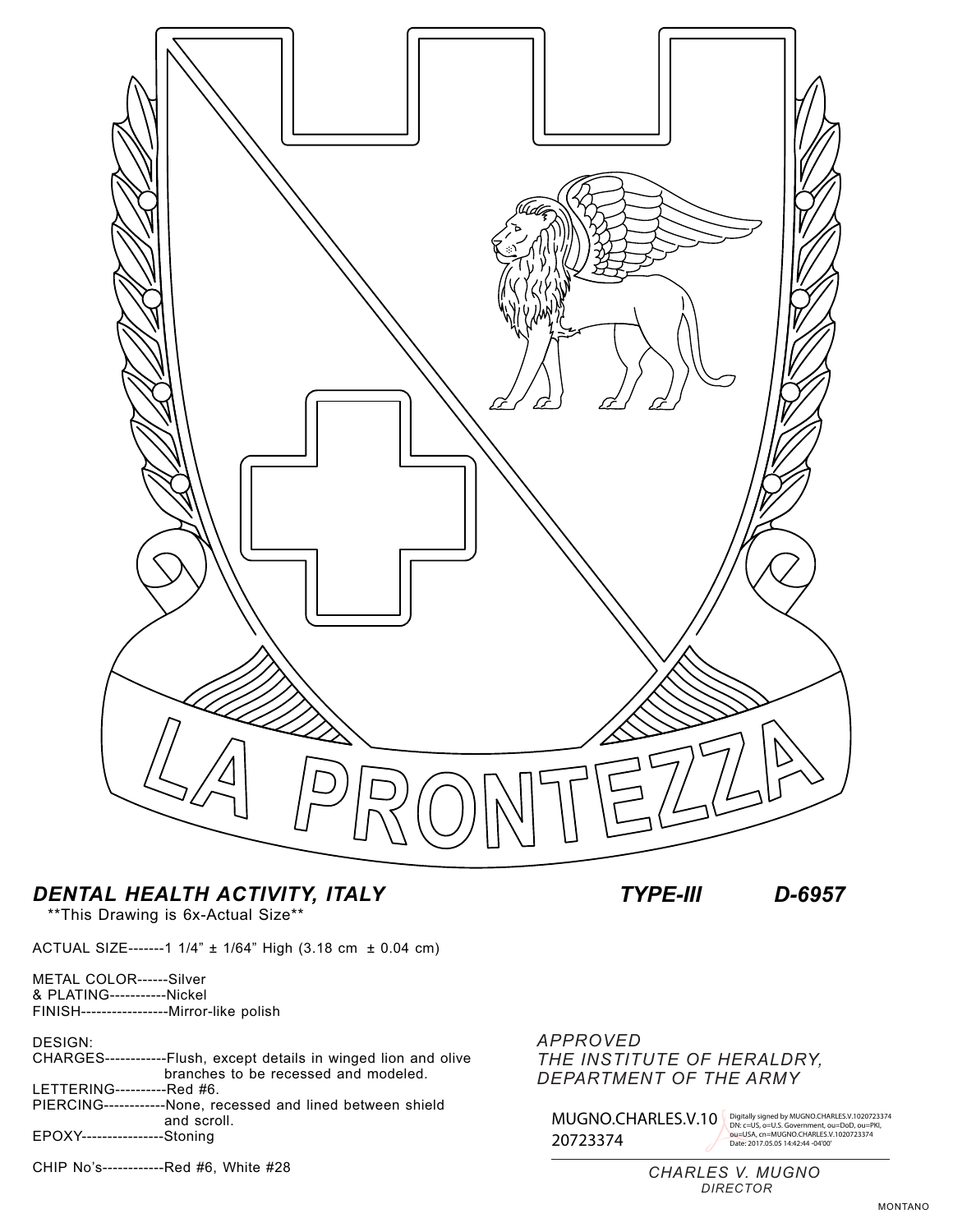LA PRONTEZZA

***DENTAL HEALTH ACTIVITY, ITALY*** ***TYPE-III*** ***D-6957***

**This Drawing is 6x-Actual Size**

ACTUAL SIZE-------1 1/4" ± 1/64" High (3.18 cm ± 0.04 cm)

METAL COLOR------Silver
& PLATING-----------Nickel
FINISH-----------------Mirror-like polish

DESIGN:
CHARGES------------Flush, except details in winged lion and olive branches to be recessed and modeled.
LETTERING----------Red #6.
PIERCING------------None, recessed and lined between shield and scroll.
EPOXY----------------Stoning

CHIP No's------------Red #6, White #28

*APPROVED*
*THE INSTITUTE OF HERALDRY,*
*DEPARTMENT OF THE ARMY*

MUGNO.CHARLES.V.1020723374

Digitally signed by MUGNO.CHARLES.V.1020723374
DN: c=US, o=U.S. Government, ou=DoD, ou=PKI, ou=USA, cn=MUGNO.CHARLES.V.1020723374
Date: 2017.05.05 14:42:44 -04'00'

*CHARLES V. MUGNO*
*DIRECTOR*

MONTANO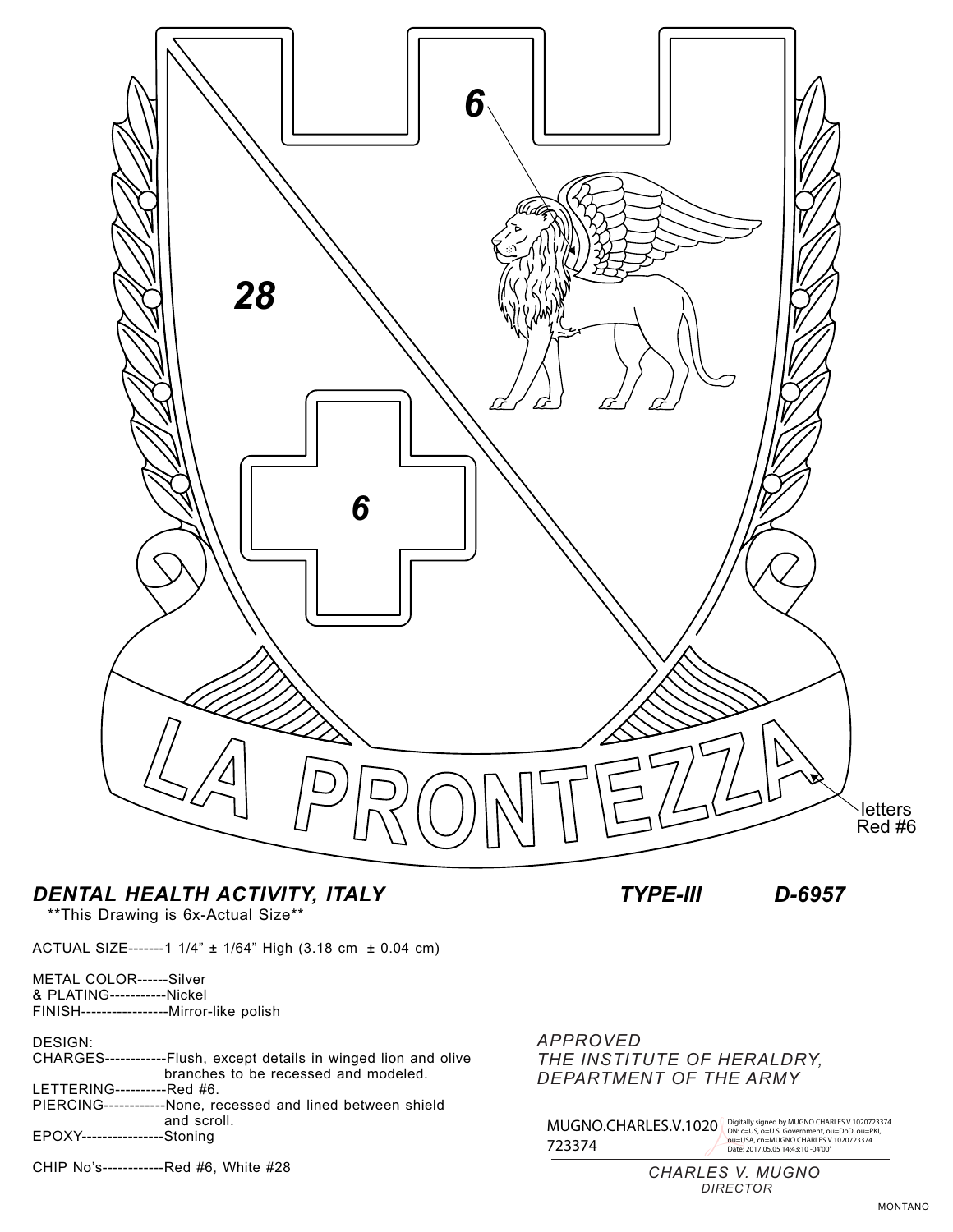6

28

6

LA PRONTEZZA

letters
Red #6

***DENTAL HEALTH ACTIVITY, ITALY*** ***TYPE-III*** ***D-6957***

**This Drawing is 6x-Actual Size**

ACTUAL SIZE-------1 1/4" ± 1/64" High (3.18 cm ± 0.04 cm)

METAL COLOR------Silver
& PLATING-----------Nickel
FINISH-----------------Mirror-like polish

DESIGN:
CHARGES------------Flush, except details in winged lion and olive branches to be recessed and modeled.
LETTERING----------Red #6.
PIERCING------------None, recessed and lined between shield and scroll.
EPOXY----------------Stoning

CHIP No's------------Red #6, White #28

*APPROVED*
*THE INSTITUTE OF HERALDRY,*
*DEPARTMENT OF THE ARMY*

MUGNO.CHARLES.V.1020723374

Digitally signed by MUGNO.CHARLES.V.1020723374
DN: c=US, o=U.S. Government, ou=DoD, ou=PKI, ou=USA, cn=MUGNO.CHARLES.V.1020723374
Date: 2017.05.05 14:43:10 -04'00'

*CHARLES V. MUGNO*
*DIRECTOR*

MONTANO